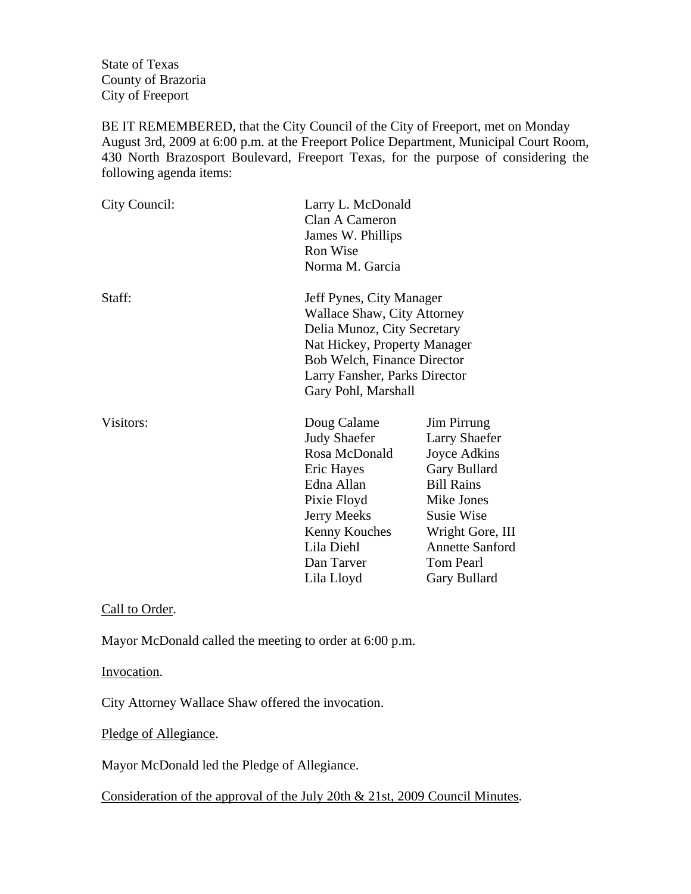State of Texas
County of Brazoria
City of Freeport

BE IT REMEMBERED, that the City Council of the City of Freeport, met on Monday August 3rd, 2009 at 6:00 p.m. at the Freeport Police Department, Municipal Court Room, 430 North Brazosport Boulevard, Freeport Texas, for the purpose of considering the following agenda items:

| | | |
|---|---|---|
| City Council: | Larry L. McDonald | |
| | Clan A Cameron | |
| | James W. Phillips | |
| | Ron Wise | |
| | Norma M. Garcia | |
| Staff: | Jeff Pynes, City Manager | |
| | Wallace Shaw, City Attorney | |
| | Delia Munoz, City Secretary | |
| | Nat Hickey, Property Manager | |
| | Bob Welch, Finance Director | |
| | Larry Fansher, Parks Director | |
| | Gary Pohl, Marshall | |
| Visitors: | Doug Calame | Jim Pirrung |
| | Judy Shaefer | Larry Shaefer |
| | Rosa McDonald | Joyce Adkins |
| | Eric Hayes | Gary Bullard |
| | Edna Allan | Bill Rains |
| | Pixie Floyd | Mike Jones |
| | Jerry Meeks | Susie Wise |
| | Kenny Kouches | Wright Gore, III |
| | Lila Diehl | Annette Sanford |
| | Dan Tarver | Tom Pearl |
| | Lila Lloyd | Gary Bullard |

Call to Order.

Mayor McDonald called the meeting to order at 6:00 p.m.

Invocation.

City Attorney Wallace Shaw offered the invocation.

Pledge of Allegiance.

Mayor McDonald led the Pledge of Allegiance.

Consideration of the approval of the July 20th & 21st, 2009 Council Minutes.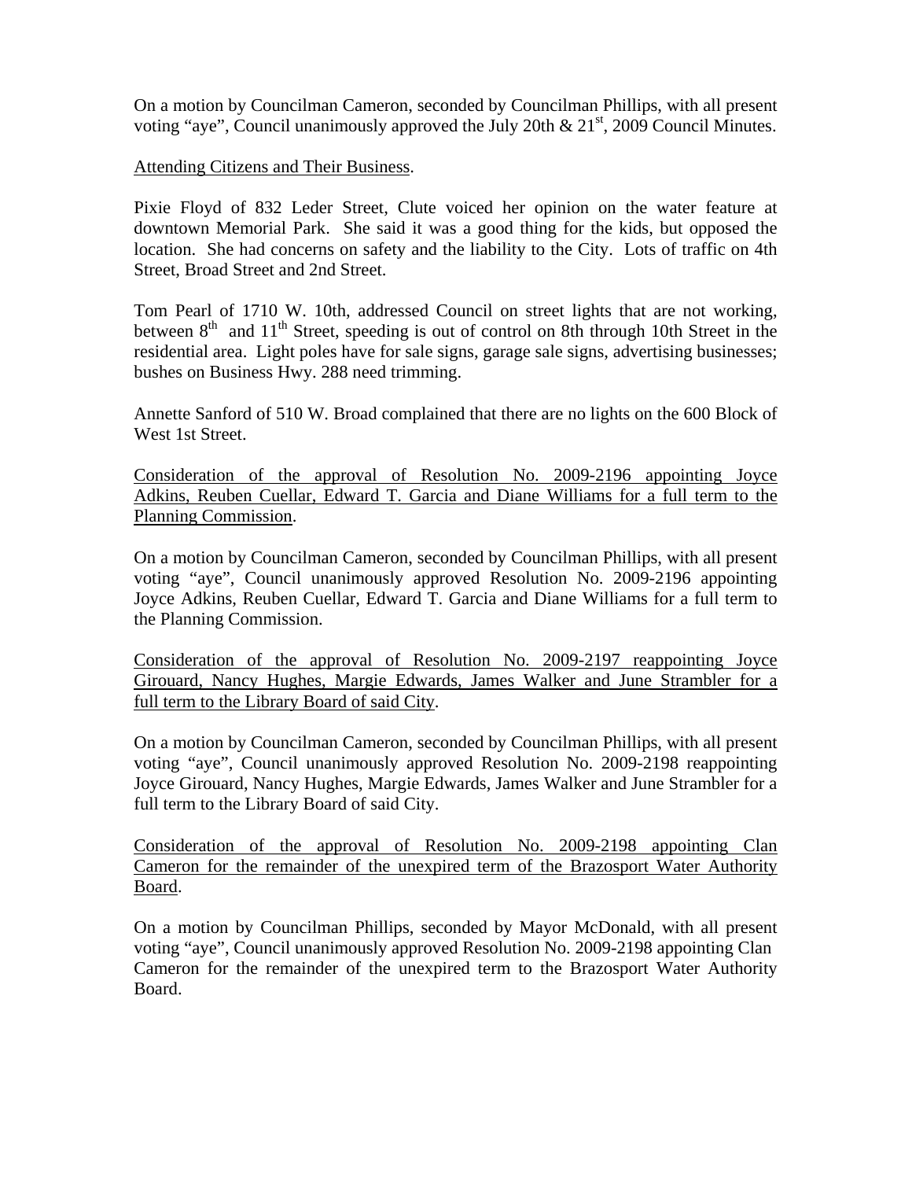On a motion by Councilman Cameron, seconded by Councilman Phillips, with all present voting "aye", Council unanimously approved the July 20th & 21st, 2009 Council Minutes.

Attending Citizens and Their Business.

Pixie Floyd of 832 Leder Street, Clute voiced her opinion on the water feature at downtown Memorial Park. She said it was a good thing for the kids, but opposed the location. She had concerns on safety and the liability to the City. Lots of traffic on 4th Street, Broad Street and 2nd Street.

Tom Pearl of 1710 W. 10th, addressed Council on street lights that are not working, between 8th and 11th Street, speeding is out of control on 8th through 10th Street in the residential area. Light poles have for sale signs, garage sale signs, advertising businesses; bushes on Business Hwy. 288 need trimming.

Annette Sanford of 510 W. Broad complained that there are no lights on the 600 Block of West 1st Street.

Consideration of the approval of Resolution No. 2009-2196 appointing Joyce Adkins, Reuben Cuellar, Edward T. Garcia and Diane Williams for a full term to the Planning Commission.

On a motion by Councilman Cameron, seconded by Councilman Phillips, with all present voting "aye", Council unanimously approved Resolution No. 2009-2196 appointing Joyce Adkins, Reuben Cuellar, Edward T. Garcia and Diane Williams for a full term to the Planning Commission.

Consideration of the approval of Resolution No. 2009-2197 reappointing Joyce Girouard, Nancy Hughes, Margie Edwards, James Walker and June Strambler for a full term to the Library Board of said City.

On a motion by Councilman Cameron, seconded by Councilman Phillips, with all present voting "aye", Council unanimously approved Resolution No. 2009-2198 reappointing Joyce Girouard, Nancy Hughes, Margie Edwards, James Walker and June Strambler for a full term to the Library Board of said City.

Consideration of the approval of Resolution No. 2009-2198 appointing Clan Cameron for the remainder of the unexpired term of the Brazosport Water Authority Board.

On a motion by Councilman Phillips, seconded by Mayor McDonald, with all present voting "aye", Council unanimously approved Resolution No. 2009-2198 appointing Clan Cameron for the remainder of the unexpired term to the Brazosport Water Authority Board.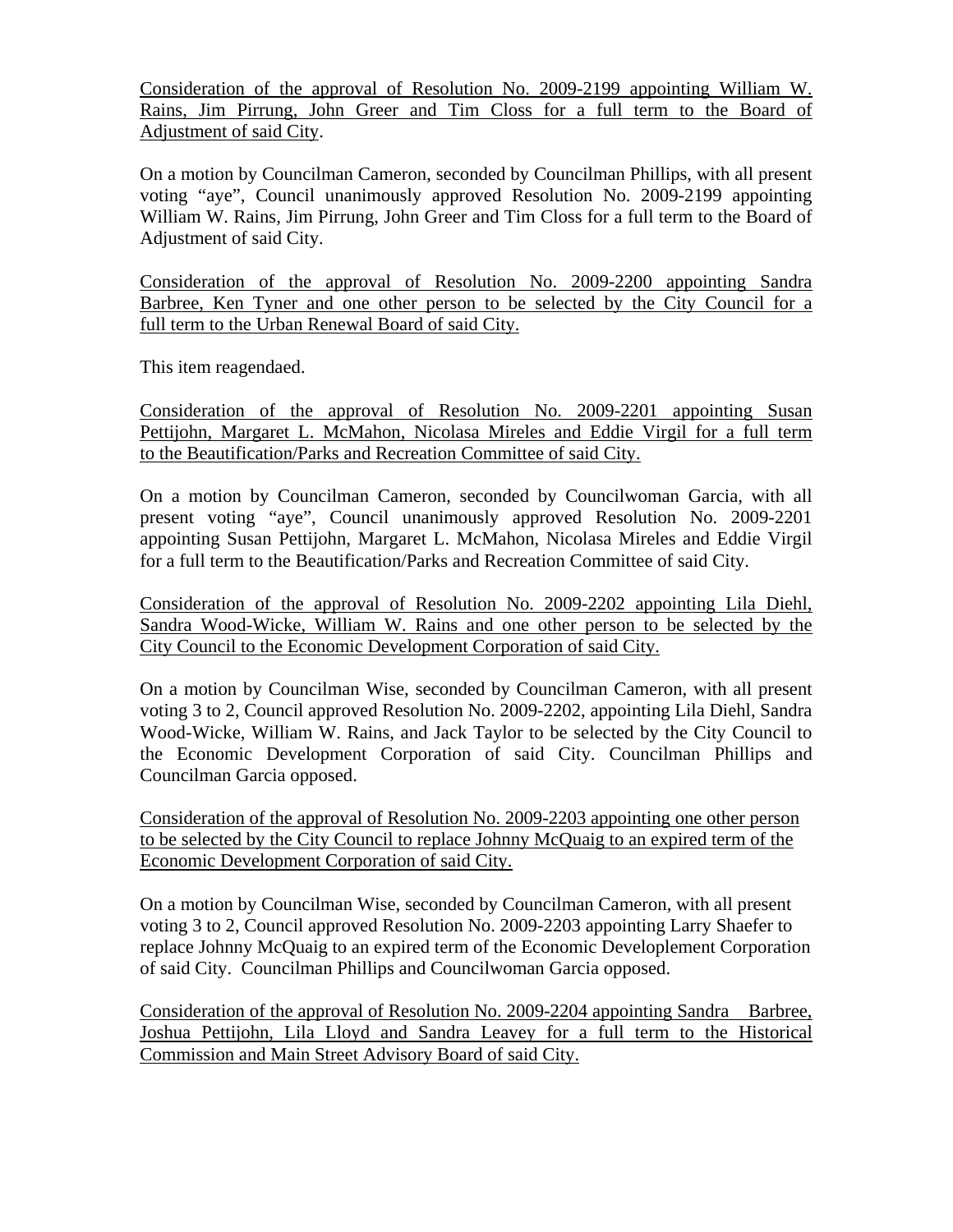<u>Consideration of the approval of Resolution No. 2009-2199 appointing William W. Rains, Jim Pirrung, John Greer and Tim Closs for a full term to the Board of Adjustment of said City</u>.

On a motion by Councilman Cameron, seconded by Councilman Phillips, with all present voting "aye", Council unanimously approved Resolution No. 2009-2199 appointing William W. Rains, Jim Pirrung, John Greer and Tim Closs for a full term to the Board of Adjustment of said City.

<u>Consideration of the approval of Resolution No. 2009-2200 appointing Sandra Barbree, Ken Tyner and one other person to be selected by the City Council for a full term to the Urban Renewal Board of said City.</u>

This item reagendaed.

<u>Consideration of the approval of Resolution No. 2009-2201 appointing Susan Pettijohn, Margaret L. McMahon, Nicolasa Mireles and Eddie Virgil for a full term to the Beautification/Parks and Recreation Committee of said City.</u>

On a motion by Councilman Cameron, seconded by Councilwoman Garcia, with all present voting "aye", Council unanimously approved Resolution No. 2009-2201 appointing Susan Pettijohn, Margaret L. McMahon, Nicolasa Mireles and Eddie Virgil for a full term to the Beautification/Parks and Recreation Committee of said City.

<u>Consideration of the approval of Resolution No. 2009-2202 appointing Lila Diehl, Sandra Wood-Wicke, William W. Rains and one other person to be selected by the City Council to the Economic Development Corporation of said City.</u>

On a motion by Councilman Wise, seconded by Councilman Cameron, with all present voting 3 to 2, Council approved Resolution No. 2009-2202, appointing Lila Diehl, Sandra Wood-Wicke, William W. Rains, and Jack Taylor to be selected by the City Council to the Economic Development Corporation of said City. Councilman Phillips and Councilman Garcia opposed.

<u>Consideration of the approval of Resolution No. 2009-2203 appointing one other person to be selected by the City Council to replace Johnny McQuaig to an expired term of the Economic Development Corporation of said City.</u>

On a motion by Councilman Wise, seconded by Councilman Cameron, with all present voting 3 to 2, Council approved Resolution No. 2009-2203 appointing Larry Shaefer to replace Johnny McQuaig to an expired term of the Economic Developlement Corporation of said City. Councilman Phillips and Councilwoman Garcia opposed.

<u>Consideration of the approval of Resolution No. 2009-2204 appointing Sandra Barbree, Joshua Pettijohn, Lila Lloyd and Sandra Leavey for a full term to the Historical Commission and Main Street Advisory Board of said City.</u>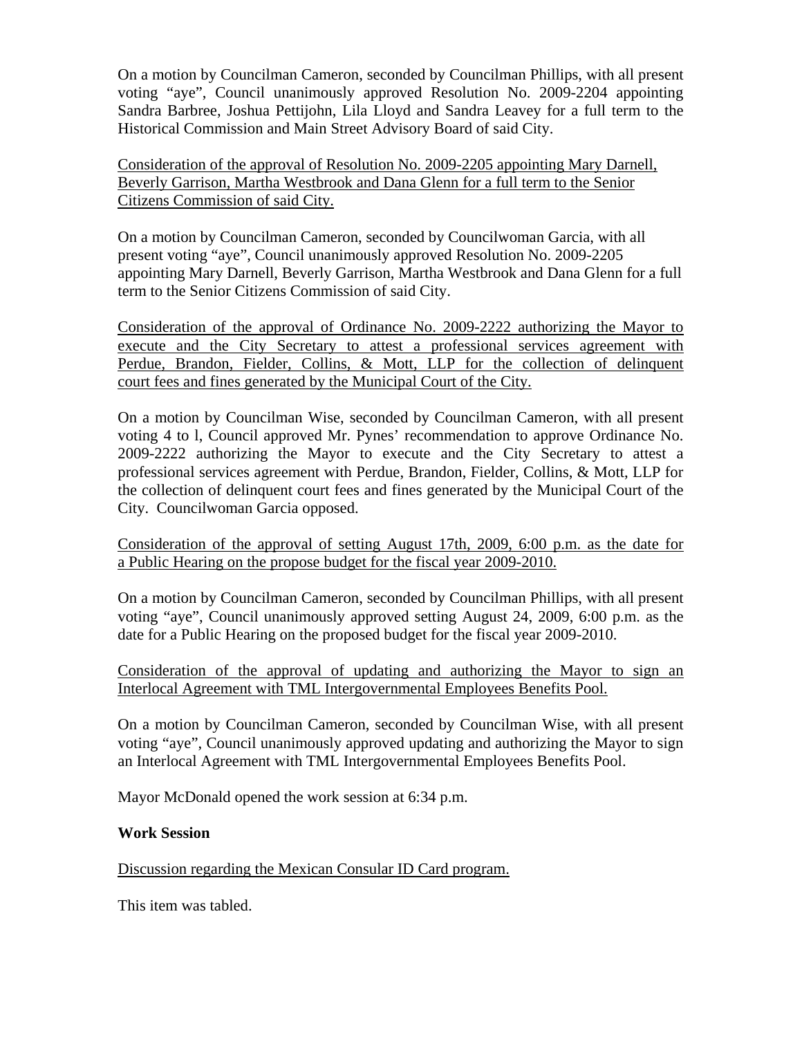On a motion by Councilman Cameron, seconded by Councilman Phillips, with all present voting "aye", Council unanimously approved Resolution No. 2009-2204 appointing Sandra Barbree, Joshua Pettijohn, Lila Lloyd and Sandra Leavey for a full term to the Historical Commission and Main Street Advisory Board of said City.

<u>Consideration of the approval of Resolution No. 2009-2205 appointing Mary Darnell, Beverly Garrison, Martha Westbrook and Dana Glenn for a full term to the Senior Citizens Commission of said City.</u>

On a motion by Councilman Cameron, seconded by Councilwoman Garcia, with all present voting "aye", Council unanimously approved Resolution No. 2009-2205 appointing Mary Darnell, Beverly Garrison, Martha Westbrook and Dana Glenn for a full term to the Senior Citizens Commission of said City.

<u>Consideration of the approval of Ordinance No. 2009-2222 authorizing the Mayor to execute and the City Secretary to attest a professional services agreement with Perdue, Brandon, Fielder, Collins, & Mott, LLP for the collection of delinquent court fees and fines generated by the Municipal Court of the City.</u>

On a motion by Councilman Wise, seconded by Councilman Cameron, with all present voting 4 to l, Council approved Mr. Pynes' recommendation to approve Ordinance No. 2009-2222 authorizing the Mayor to execute and the City Secretary to attest a professional services agreement with Perdue, Brandon, Fielder, Collins, & Mott, LLP for the collection of delinquent court fees and fines generated by the Municipal Court of the City. Councilwoman Garcia opposed.

<u>Consideration of the approval of setting August 17th, 2009, 6:00 p.m. as the date for a Public Hearing on the propose budget for the fiscal year 2009-2010.</u>

On a motion by Councilman Cameron, seconded by Councilman Phillips, with all present voting "aye", Council unanimously approved setting August 24, 2009, 6:00 p.m. as the date for a Public Hearing on the proposed budget for the fiscal year 2009-2010.

<u>Consideration of the approval of updating and authorizing the Mayor to sign an Interlocal Agreement with TML Intergovernmental Employees Benefits Pool.</u>

On a motion by Councilman Cameron, seconded by Councilman Wise, with all present voting "aye", Council unanimously approved updating and authorizing the Mayor to sign an Interlocal Agreement with TML Intergovernmental Employees Benefits Pool.

Mayor McDonald opened the work session at 6:34 p.m.

**Work Session**

<u>Discussion regarding the Mexican Consular ID Card program.</u>

This item was tabled.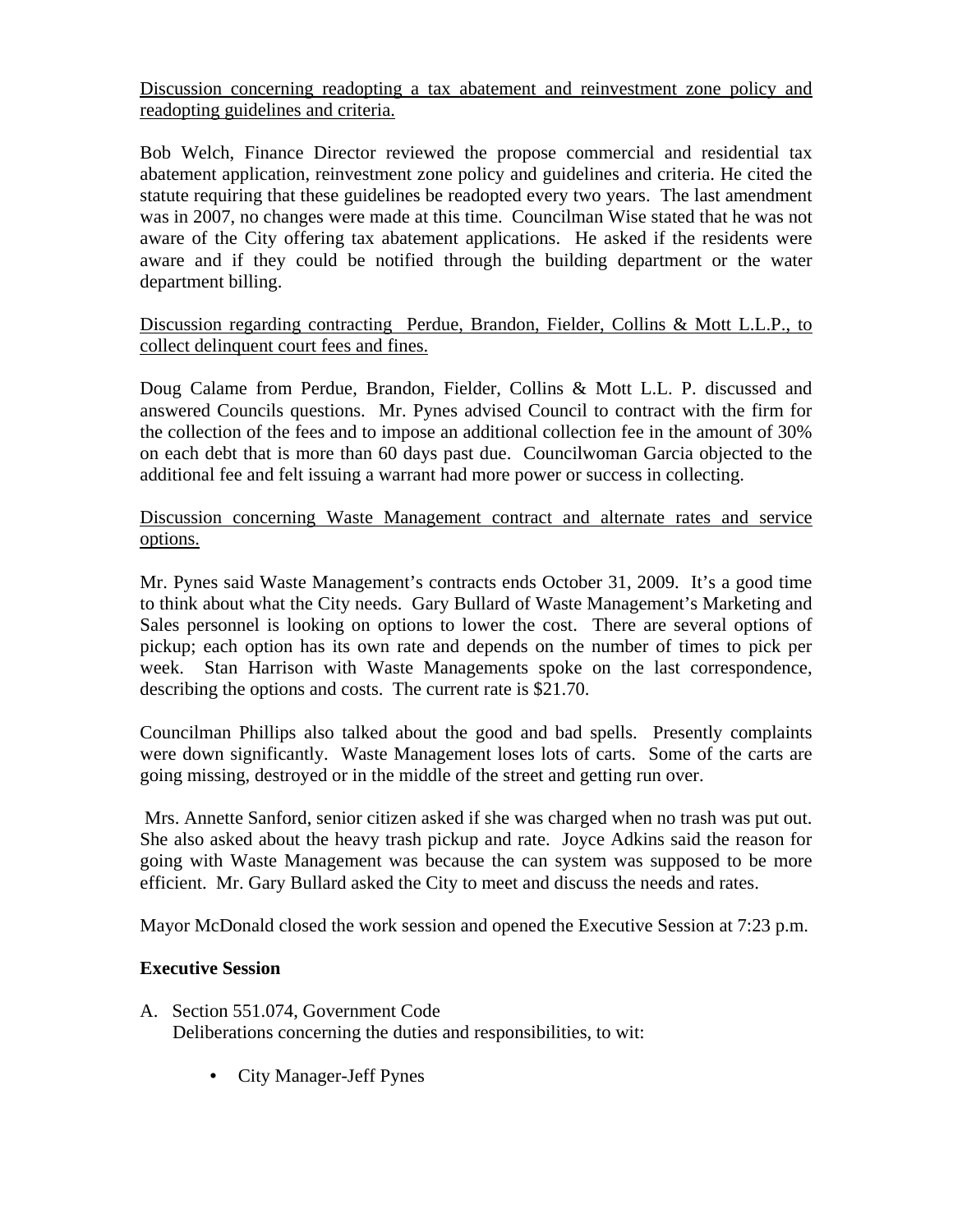Discussion concerning readopting a tax abatement and reinvestment zone policy and readopting guidelines and criteria.

Bob Welch, Finance Director reviewed the propose commercial and residential tax abatement application, reinvestment zone policy and guidelines and criteria. He cited the statute requiring that these guidelines be readopted every two years. The last amendment was in 2007, no changes were made at this time. Councilman Wise stated that he was not aware of the City offering tax abatement applications. He asked if the residents were aware and if they could be notified through the building department or the water department billing.

Discussion regarding contracting Perdue, Brandon, Fielder, Collins & Mott L.L.P., to collect delinquent court fees and fines.

Doug Calame from Perdue, Brandon, Fielder, Collins & Mott L.L. P. discussed and answered Councils questions. Mr. Pynes advised Council to contract with the firm for the collection of the fees and to impose an additional collection fee in the amount of 30% on each debt that is more than 60 days past due. Councilwoman Garcia objected to the additional fee and felt issuing a warrant had more power or success in collecting.

Discussion concerning Waste Management contract and alternate rates and service options.

Mr. Pynes said Waste Management's contracts ends October 31, 2009. It's a good time to think about what the City needs. Gary Bullard of Waste Management's Marketing and Sales personnel is looking on options to lower the cost. There are several options of pickup; each option has its own rate and depends on the number of times to pick per week. Stan Harrison with Waste Managements spoke on the last correspondence, describing the options and costs. The current rate is $21.70.

Councilman Phillips also talked about the good and bad spells. Presently complaints were down significantly. Waste Management loses lots of carts. Some of the carts are going missing, destroyed or in the middle of the street and getting run over.

Mrs. Annette Sanford, senior citizen asked if she was charged when no trash was put out. She also asked about the heavy trash pickup and rate. Joyce Adkins said the reason for going with Waste Management was because the can system was supposed to be more efficient. Mr. Gary Bullard asked the City to meet and discuss the needs and rates.

Mayor McDonald closed the work session and opened the Executive Session at 7:23 p.m.

**Executive Session**

A. Section 551.074, Government Code
   Deliberations concerning the duties and responsibilities, to wit:

   - City Manager-Jeff Pynes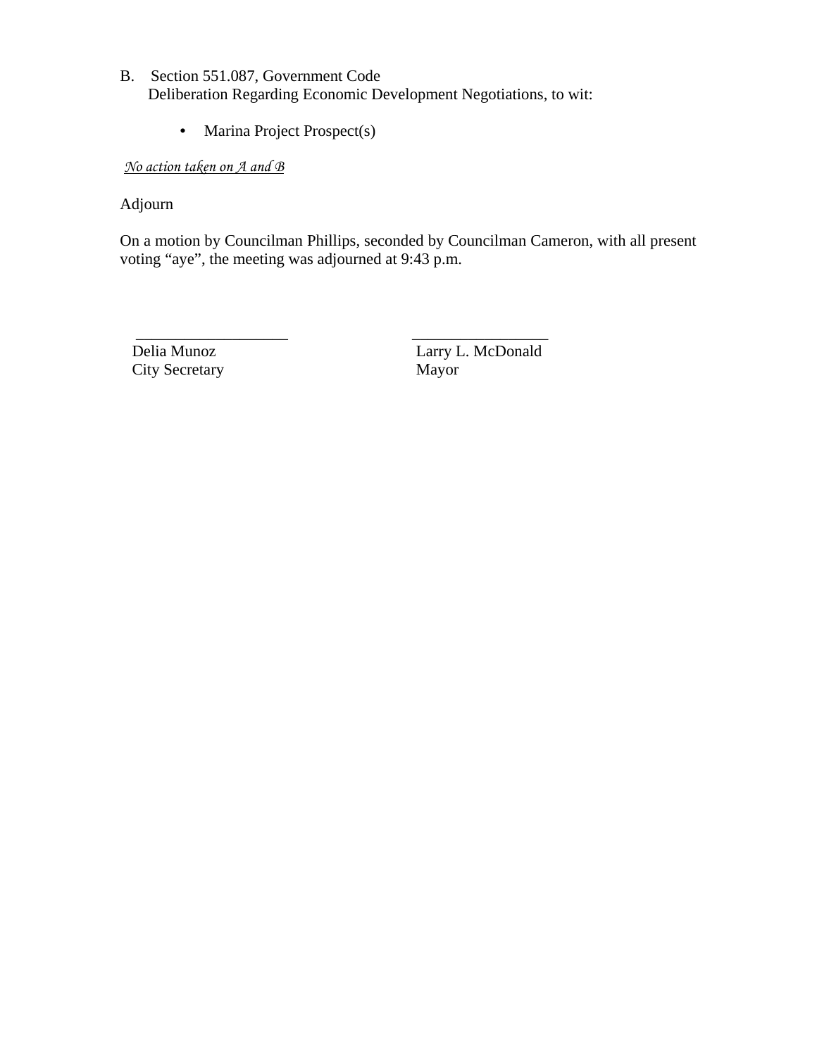B. Section 551.087, Government Code
Deliberation Regarding Economic Development Negotiations, to wit:

- Marina Project Prospect(s)

*No action taken on A and B*

Adjourn

On a motion by Councilman Phillips, seconded by Councilman Cameron, with all present voting "aye", the meeting was adjourned at 9:43 p.m.

___________________ _________________

Delia Munoz
City Secretary

Larry L. McDonald
Mayor